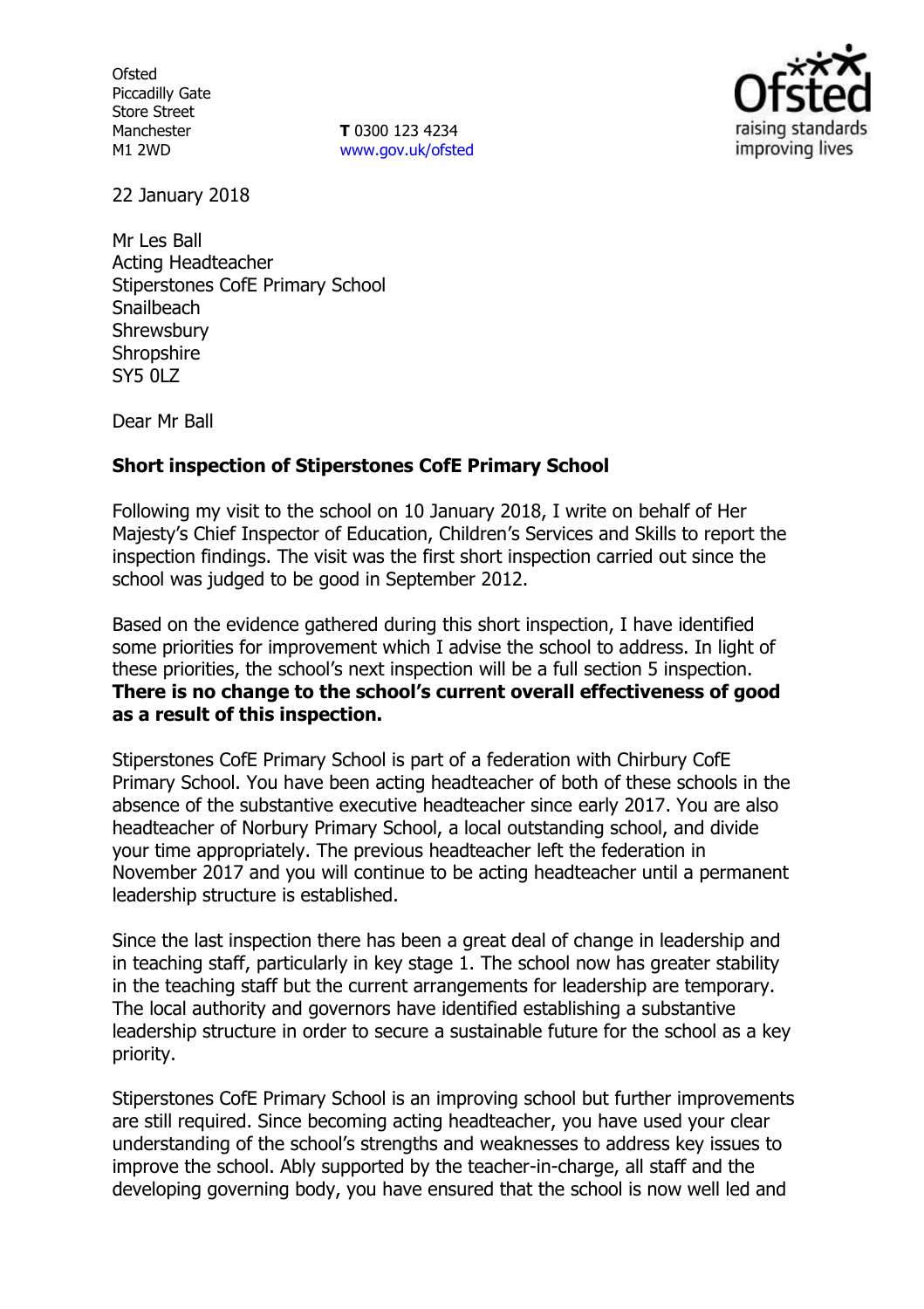Ofsted
Piccadilly Gate
Store Street
Manchester
M1 2WD

**T** 0300 123 4234
www.gov.uk/ofsted

22 January 2018

Mr Les Ball
Acting Headteacher
Stiperstones CofE Primary School
Snailbeach
Shrewsbury
Shropshire
SY5 0LZ

Dear Mr Ball

**Short inspection of Stiperstones CofE Primary School**

Following my visit to the school on 10 January 2018, I write on behalf of Her Majesty's Chief Inspector of Education, Children's Services and Skills to report the inspection findings. The visit was the first short inspection carried out since the school was judged to be good in September 2012.

Based on the evidence gathered during this short inspection, I have identified some priorities for improvement which I advise the school to address. In light of these priorities, the school's next inspection will be a full section 5 inspection. **There is no change to the school's current overall effectiveness of good as a result of this inspection.**

Stiperstones CofE Primary School is part of a federation with Chirbury CofE Primary School. You have been acting headteacher of both of these schools in the absence of the substantive executive headteacher since early 2017. You are also headteacher of Norbury Primary School, a local outstanding school, and divide your time appropriately. The previous headteacher left the federation in November 2017 and you will continue to be acting headteacher until a permanent leadership structure is established.

Since the last inspection there has been a great deal of change in leadership and in teaching staff, particularly in key stage 1. The school now has greater stability in the teaching staff but the current arrangements for leadership are temporary. The local authority and governors have identified establishing a substantive leadership structure in order to secure a sustainable future for the school as a key priority.

Stiperstones CofE Primary School is an improving school but further improvements are still required. Since becoming acting headteacher, you have used your clear understanding of the school's strengths and weaknesses to address key issues to improve the school. Ably supported by the teacher-in-charge, all staff and the developing governing body, you have ensured that the school is now well led and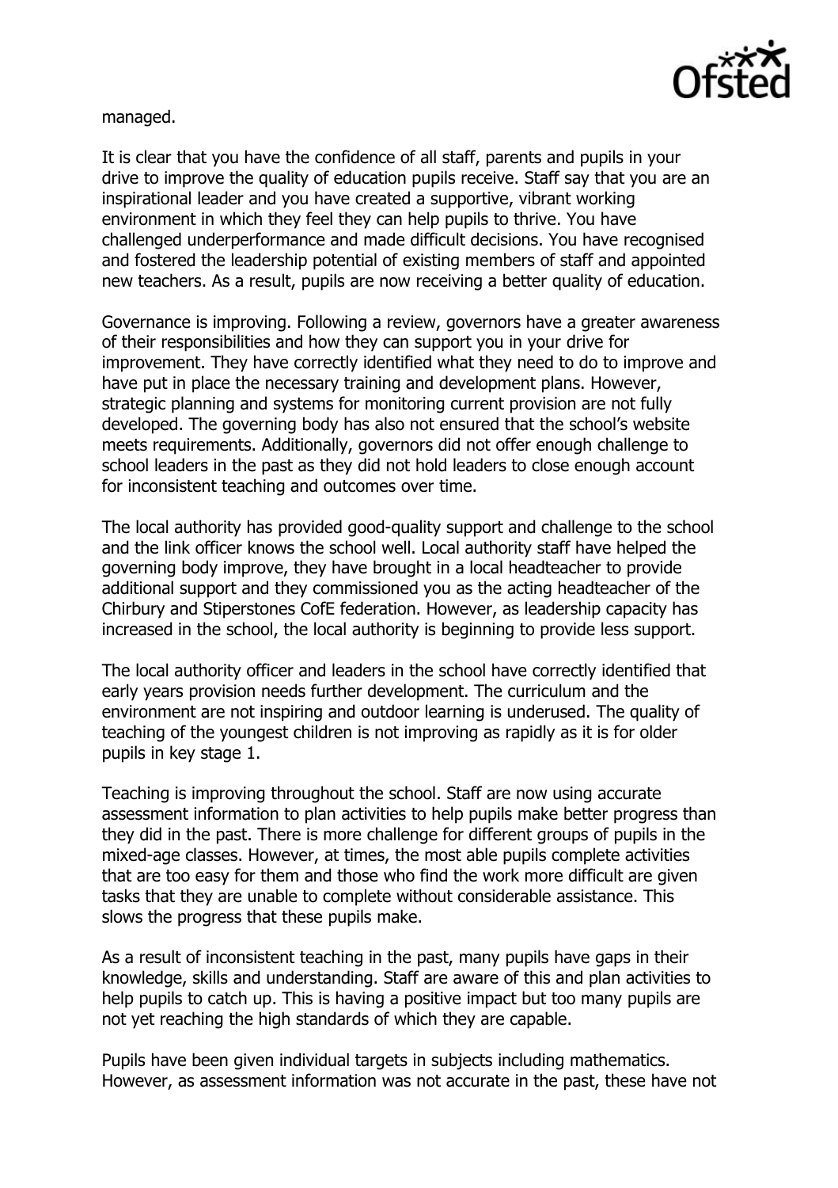managed.

It is clear that you have the confidence of all staff, parents and pupils in your drive to improve the quality of education pupils receive. Staff say that you are an inspirational leader and you have created a supportive, vibrant working environment in which they feel they can help pupils to thrive. You have challenged underperformance and made difficult decisions. You have recognised and fostered the leadership potential of existing members of staff and appointed new teachers. As a result, pupils are now receiving a better quality of education.

Governance is improving. Following a review, governors have a greater awareness of their responsibilities and how they can support you in your drive for improvement. They have correctly identified what they need to do to improve and have put in place the necessary training and development plans. However, strategic planning and systems for monitoring current provision are not fully developed. The governing body has also not ensured that the school's website meets requirements. Additionally, governors did not offer enough challenge to school leaders in the past as they did not hold leaders to close enough account for inconsistent teaching and outcomes over time.

The local authority has provided good-quality support and challenge to the school and the link officer knows the school well. Local authority staff have helped the governing body improve, they have brought in a local headteacher to provide additional support and they commissioned you as the acting headteacher of the Chirbury and Stiperstones CofE federation. However, as leadership capacity has increased in the school, the local authority is beginning to provide less support.

The local authority officer and leaders in the school have correctly identified that early years provision needs further development. The curriculum and the environment are not inspiring and outdoor learning is underused. The quality of teaching of the youngest children is not improving as rapidly as it is for older pupils in key stage 1.

Teaching is improving throughout the school. Staff are now using accurate assessment information to plan activities to help pupils make better progress than they did in the past. There is more challenge for different groups of pupils in the mixed-age classes. However, at times, the most able pupils complete activities that are too easy for them and those who find the work more difficult are given tasks that they are unable to complete without considerable assistance. This slows the progress that these pupils make.

As a result of inconsistent teaching in the past, many pupils have gaps in their knowledge, skills and understanding. Staff are aware of this and plan activities to help pupils to catch up. This is having a positive impact but too many pupils are not yet reaching the high standards of which they are capable.

Pupils have been given individual targets in subjects including mathematics. However, as assessment information was not accurate in the past, these have not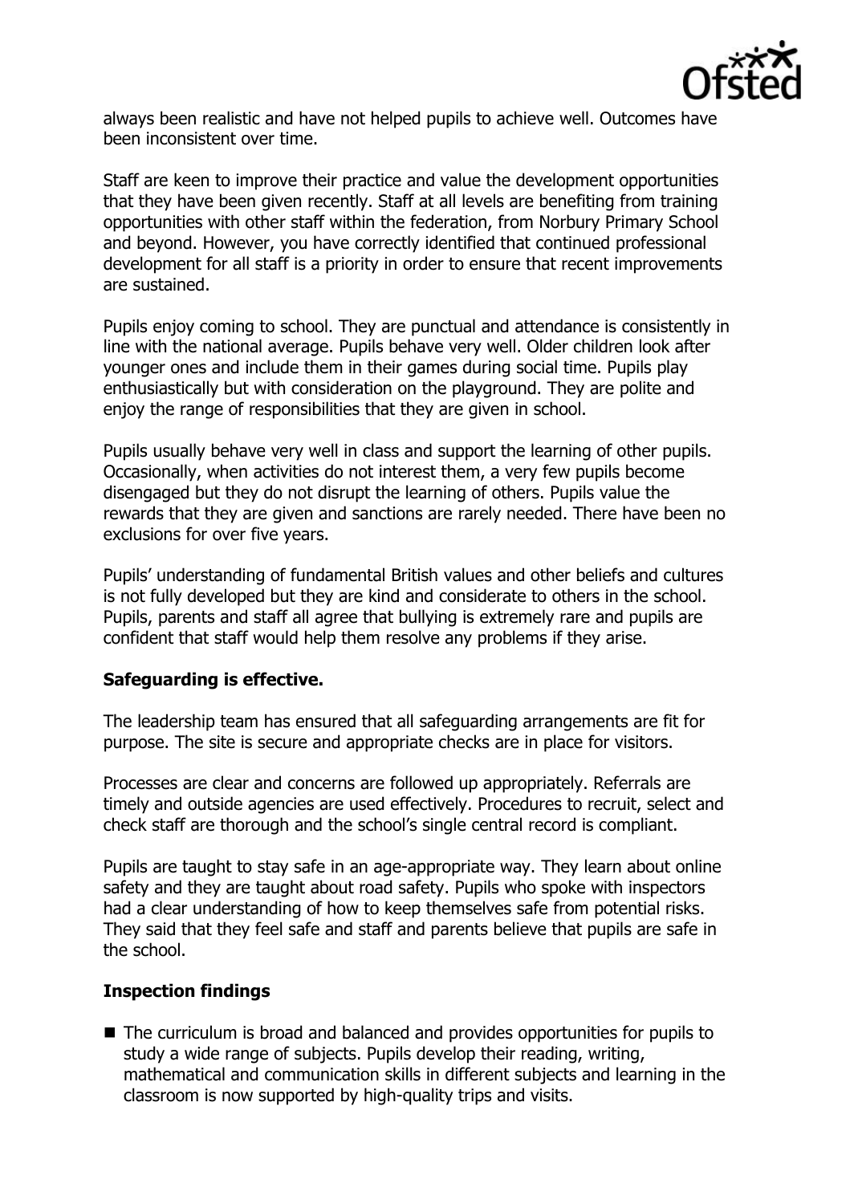always been realistic and have not helped pupils to achieve well. Outcomes have been inconsistent over time.

Staff are keen to improve their practice and value the development opportunities that they have been given recently. Staff at all levels are benefiting from training opportunities with other staff within the federation, from Norbury Primary School and beyond. However, you have correctly identified that continued professional development for all staff is a priority in order to ensure that recent improvements are sustained.

Pupils enjoy coming to school. They are punctual and attendance is consistently in line with the national average. Pupils behave very well. Older children look after younger ones and include them in their games during social time. Pupils play enthusiastically but with consideration on the playground. They are polite and enjoy the range of responsibilities that they are given in school.

Pupils usually behave very well in class and support the learning of other pupils. Occasionally, when activities do not interest them, a very few pupils become disengaged but they do not disrupt the learning of others. Pupils value the rewards that they are given and sanctions are rarely needed. There have been no exclusions for over five years.

Pupils' understanding of fundamental British values and other beliefs and cultures is not fully developed but they are kind and considerate to others in the school. Pupils, parents and staff all agree that bullying is extremely rare and pupils are confident that staff would help them resolve any problems if they arise.

## Safeguarding is effective.

The leadership team has ensured that all safeguarding arrangements are fit for purpose. The site is secure and appropriate checks are in place for visitors.

Processes are clear and concerns are followed up appropriately. Referrals are timely and outside agencies are used effectively. Procedures to recruit, select and check staff are thorough and the school's single central record is compliant.

Pupils are taught to stay safe in an age-appropriate way. They learn about online safety and they are taught about road safety. Pupils who spoke with inspectors had a clear understanding of how to keep themselves safe from potential risks. They said that they feel safe and staff and parents believe that pupils are safe in the school.

## Inspection findings

- The curriculum is broad and balanced and provides opportunities for pupils to study a wide range of subjects. Pupils develop their reading, writing, mathematical and communication skills in different subjects and learning in the classroom is now supported by high-quality trips and visits.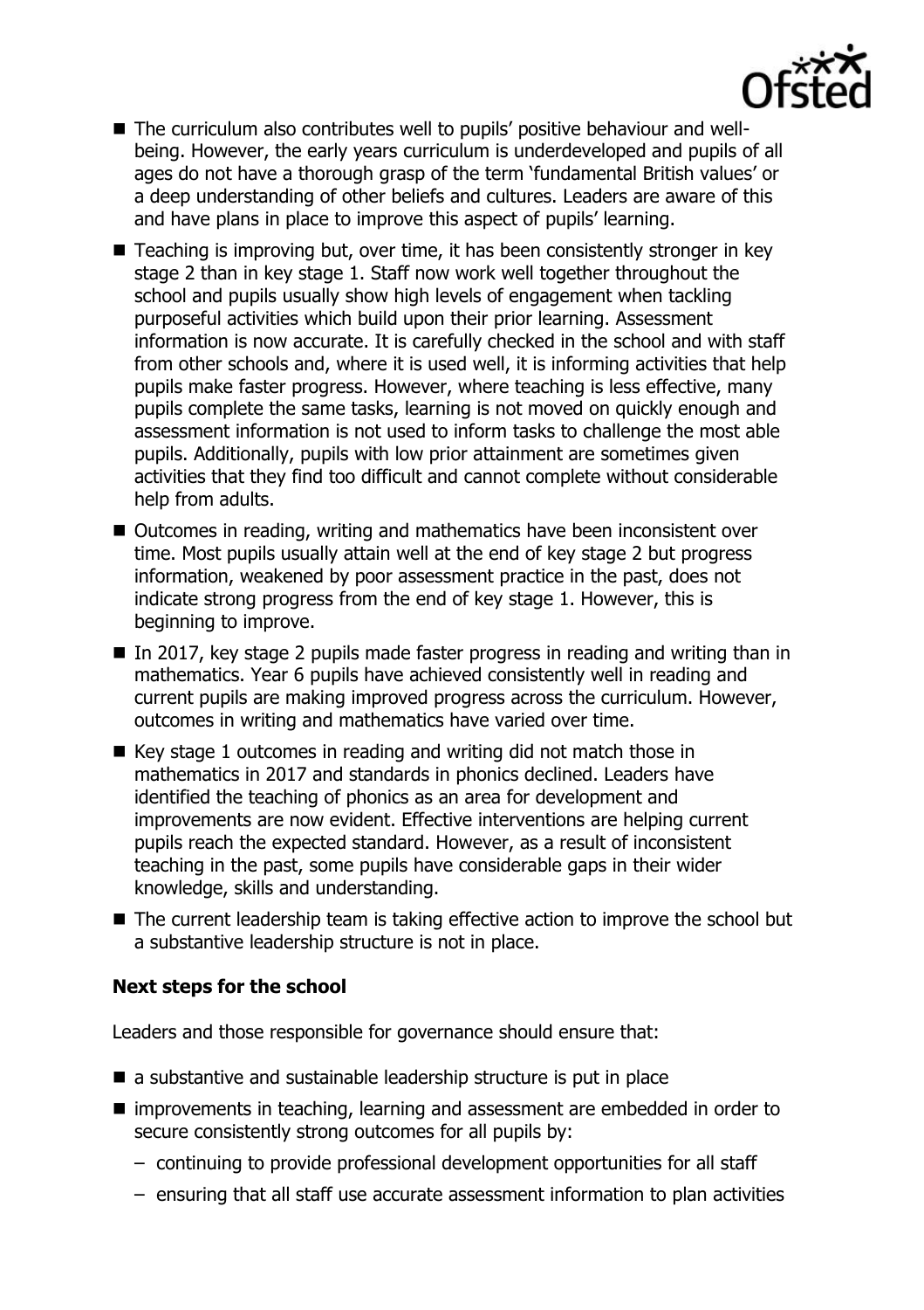- The curriculum also contributes well to pupils' positive behaviour and well-being. However, the early years curriculum is underdeveloped and pupils of all ages do not have a thorough grasp of the term 'fundamental British values' or a deep understanding of other beliefs and cultures. Leaders are aware of this and have plans in place to improve this aspect of pupils' learning.
- Teaching is improving but, over time, it has been consistently stronger in key stage 2 than in key stage 1. Staff now work well together throughout the school and pupils usually show high levels of engagement when tackling purposeful activities which build upon their prior learning. Assessment information is now accurate. It is carefully checked in the school and with staff from other schools and, where it is used well, it is informing activities that help pupils make faster progress. However, where teaching is less effective, many pupils complete the same tasks, learning is not moved on quickly enough and assessment information is not used to inform tasks to challenge the most able pupils. Additionally, pupils with low prior attainment are sometimes given activities that they find too difficult and cannot complete without considerable help from adults.
- Outcomes in reading, writing and mathematics have been inconsistent over time. Most pupils usually attain well at the end of key stage 2 but progress information, weakened by poor assessment practice in the past, does not indicate strong progress from the end of key stage 1. However, this is beginning to improve.
- In 2017, key stage 2 pupils made faster progress in reading and writing than in mathematics. Year 6 pupils have achieved consistently well in reading and current pupils are making improved progress across the curriculum. However, outcomes in writing and mathematics have varied over time.
- Key stage 1 outcomes in reading and writing did not match those in mathematics in 2017 and standards in phonics declined. Leaders have identified the teaching of phonics as an area for development and improvements are now evident. Effective interventions are helping current pupils reach the expected standard. However, as a result of inconsistent teaching in the past, some pupils have considerable gaps in their wider knowledge, skills and understanding.
- The current leadership team is taking effective action to improve the school but a substantive leadership structure is not in place.

### Next steps for the school

Leaders and those responsible for governance should ensure that:

- a substantive and sustainable leadership structure is put in place
- improvements in teaching, learning and assessment are embedded in order to secure consistently strong outcomes for all pupils by:
  - continuing to provide professional development opportunities for all staff
  - ensuring that all staff use accurate assessment information to plan activities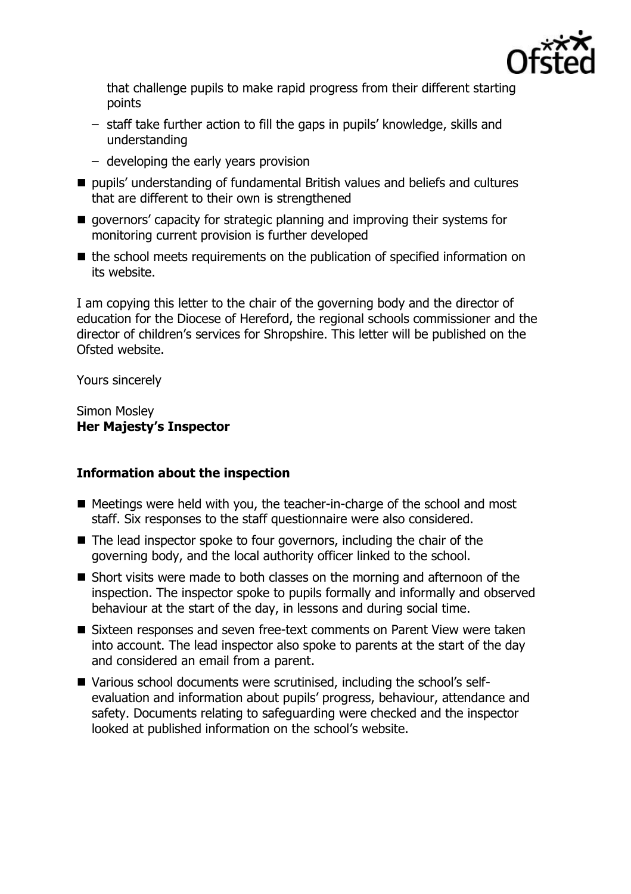that challenge pupils to make rapid progress from their different starting points

  - staff take further action to fill the gaps in pupils' knowledge, skills and understanding
  - developing the early years provision
- pupils' understanding of fundamental British values and beliefs and cultures that are different to their own is strengthened
- governors' capacity for strategic planning and improving their systems for monitoring current provision is further developed
- the school meets requirements on the publication of specified information on its website.

I am copying this letter to the chair of the governing body and the director of education for the Diocese of Hereford, the regional schools commissioner and the director of children's services for Shropshire. This letter will be published on the Ofsted website.

Yours sincerely

Simon Mosley
**Her Majesty's Inspector**

## Information about the inspection

- Meetings were held with you, the teacher-in-charge of the school and most staff. Six responses to the staff questionnaire were also considered.
- The lead inspector spoke to four governors, including the chair of the governing body, and the local authority officer linked to the school.
- Short visits were made to both classes on the morning and afternoon of the inspection. The inspector spoke to pupils formally and informally and observed behaviour at the start of the day, in lessons and during social time.
- Sixteen responses and seven free-text comments on Parent View were taken into account. The lead inspector also spoke to parents at the start of the day and considered an email from a parent.
- Various school documents were scrutinised, including the school's self-evaluation and information about pupils' progress, behaviour, attendance and safety. Documents relating to safeguarding were checked and the inspector looked at published information on the school's website.